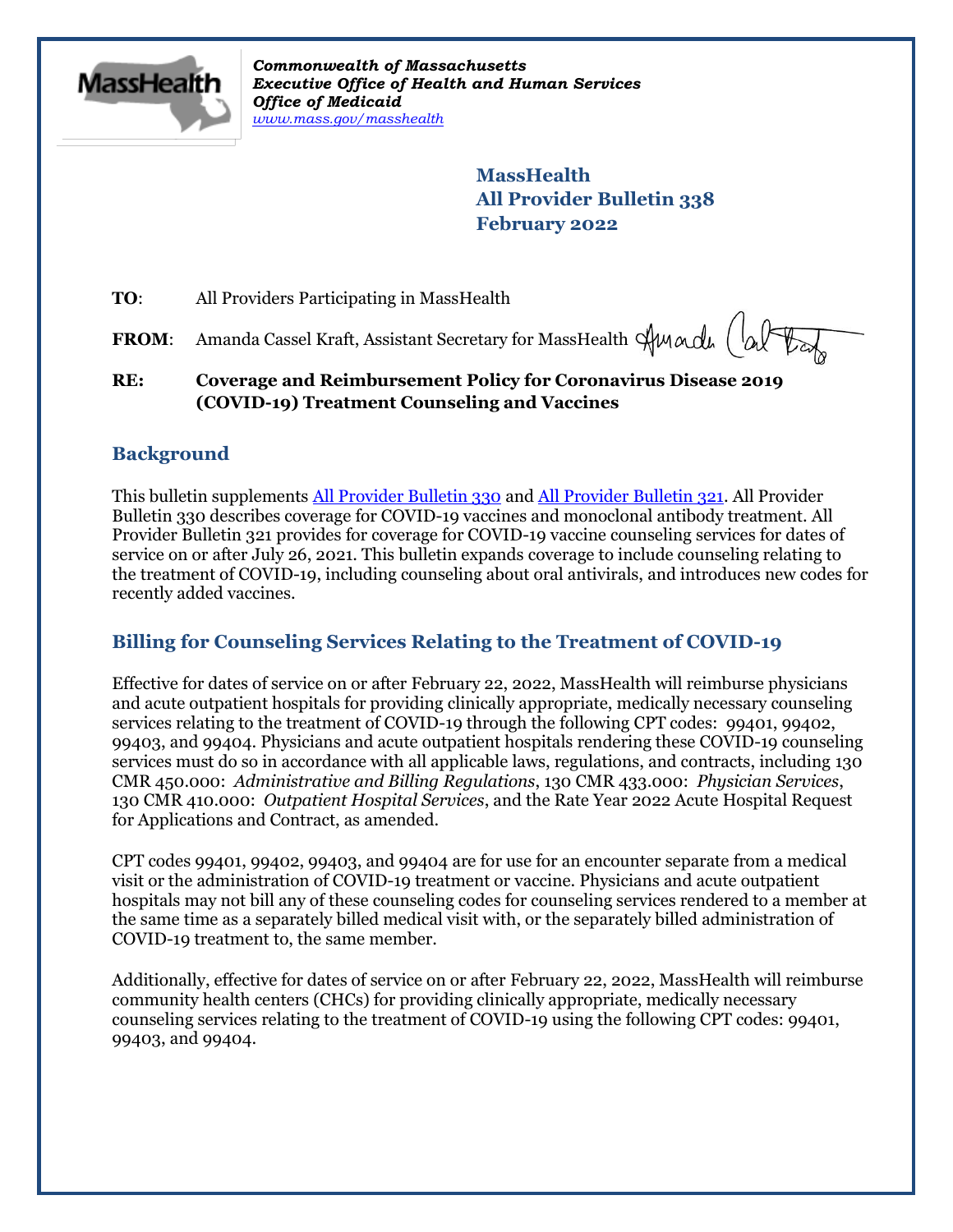*Commonwealth of Massachusetts*
*Executive Office of Health and Human Services*
*Office of Medicaid*
*www.mass.gov/masshealth*

**MassHealth**
**All Provider Bulletin 338**
**February 2022**

**TO**: All Providers Participating in MassHealth

**FROM**: Amanda Cassel Kraft, Assistant Secretary for MassHealth

**RE: Coverage and Reimbursement Policy for Coronavirus Disease 2019 (COVID-19) Treatment Counseling and Vaccines**

## Background

This bulletin supplements All Provider Bulletin 330 and All Provider Bulletin 321. All Provider Bulletin 330 describes coverage for COVID-19 vaccines and monoclonal antibody treatment. All Provider Bulletin 321 provides for coverage for COVID-19 vaccine counseling services for dates of service on or after July 26, 2021. This bulletin expands coverage to include counseling relating to the treatment of COVID-19, including counseling about oral antivirals, and introduces new codes for recently added vaccines.

## Billing for Counseling Services Relating to the Treatment of COVID-19

Effective for dates of service on or after February 22, 2022, MassHealth will reimburse physicians and acute outpatient hospitals for providing clinically appropriate, medically necessary counseling services relating to the treatment of COVID-19 through the following CPT codes: 99401, 99402, 99403, and 99404. Physicians and acute outpatient hospitals rendering these COVID-19 counseling services must do so in accordance with all applicable laws, regulations, and contracts, including 130 CMR 450.000: *Administrative and Billing Regulations*, 130 CMR 433.000: *Physician Services*, 130 CMR 410.000: *Outpatient Hospital Services*, and the Rate Year 2022 Acute Hospital Request for Applications and Contract, as amended.

CPT codes 99401, 99402, 99403, and 99404 are for use for an encounter separate from a medical visit or the administration of COVID-19 treatment or vaccine. Physicians and acute outpatient hospitals may not bill any of these counseling codes for counseling services rendered to a member at the same time as a separately billed medical visit with, or the separately billed administration of COVID-19 treatment to, the same member.

Additionally, effective for dates of service on or after February 22, 2022, MassHealth will reimburse community health centers (CHCs) for providing clinically appropriate, medically necessary counseling services relating to the treatment of COVID-19 using the following CPT codes: 99401, 99403, and 99404.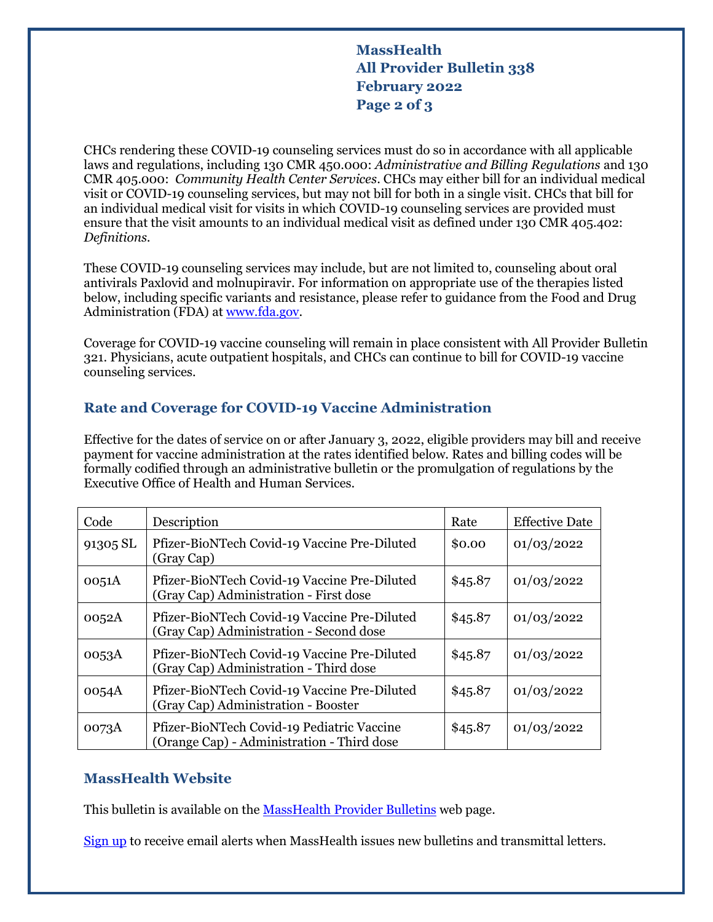CHCs rendering these COVID-19 counseling services must do so in accordance with all applicable laws and regulations, including 130 CMR 450.000: *Administrative and Billing Regulations* and 130 CMR 405.000: *Community Health Center Services*. CHCs may either bill for an individual medical visit or COVID-19 counseling services, but may not bill for both in a single visit. CHCs that bill for an individual medical visit for visits in which COVID-19 counseling services are provided must ensure that the visit amounts to an individual medical visit as defined under 130 CMR 405.402: *Definitions*.

These COVID-19 counseling services may include, but are not limited to, counseling about oral antivirals Paxlovid and molnupiravir. For information on appropriate use of the therapies listed below, including specific variants and resistance, please refer to guidance from the Food and Drug Administration (FDA) at [www.fda.gov](www.fda.gov).

Coverage for COVID-19 vaccine counseling will remain in place consistent with All Provider Bulletin 321. Physicians, acute outpatient hospitals, and CHCs can continue to bill for COVID-19 vaccine counseling services.

## Rate and Coverage for COVID-19 Vaccine Administration

Effective for the dates of service on or after January 3, 2022, eligible providers may bill and receive payment for vaccine administration at the rates identified below. Rates and billing codes will be formally codified through an administrative bulletin or the promulgation of regulations by the Executive Office of Health and Human Services.

| Code | Description | Rate | Effective Date |
|---|---|---|---|
| 91305 SL | Pfizer-BioNTech Covid-19 Vaccine Pre-Diluted (Gray Cap) | $0.00 | 01/03/2022 |
| 0051A | Pfizer-BioNTech Covid-19 Vaccine Pre-Diluted (Gray Cap) Administration - First dose | $45.87 | 01/03/2022 |
| 0052A | Pfizer-BioNTech Covid-19 Vaccine Pre-Diluted (Gray Cap) Administration - Second dose | $45.87 | 01/03/2022 |
| 0053A | Pfizer-BioNTech Covid-19 Vaccine Pre-Diluted (Gray Cap) Administration - Third dose | $45.87 | 01/03/2022 |
| 0054A | Pfizer-BioNTech Covid-19 Vaccine Pre-Diluted (Gray Cap) Administration - Booster | $45.87 | 01/03/2022 |
| 0073A | Pfizer-BioNTech Covid-19 Pediatric Vaccine (Orange Cap) - Administration - Third dose | $45.87 | 01/03/2022 |

## MassHealth Website

This bulletin is available on the [MassHealth Provider Bulletins]() web page.

[Sign up]() to receive email alerts when MassHealth issues new bulletins and transmittal letters.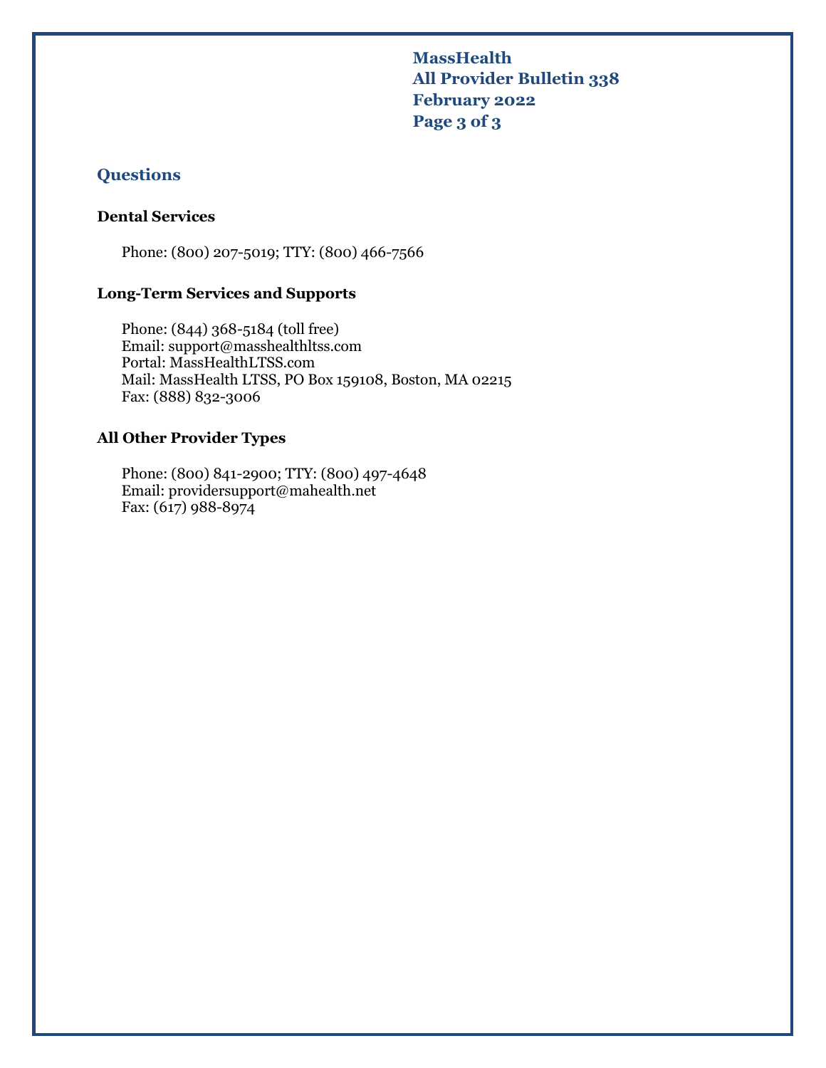## Questions

### Dental Services

Phone: (800) 207-5019; TTY: (800) 466-7566

### Long-Term Services and Supports

Phone: (844) 368-5184 (toll free)
Email: support@masshealthltss.com
Portal: MassHealthLTSS.com
Mail: MassHealth LTSS, PO Box 159108, Boston, MA 02215
Fax: (888) 832-3006

### All Other Provider Types

Phone: (800) 841-2900; TTY: (800) 497-4648
Email: providersupport@mahealth.net
Fax: (617) 988-8974